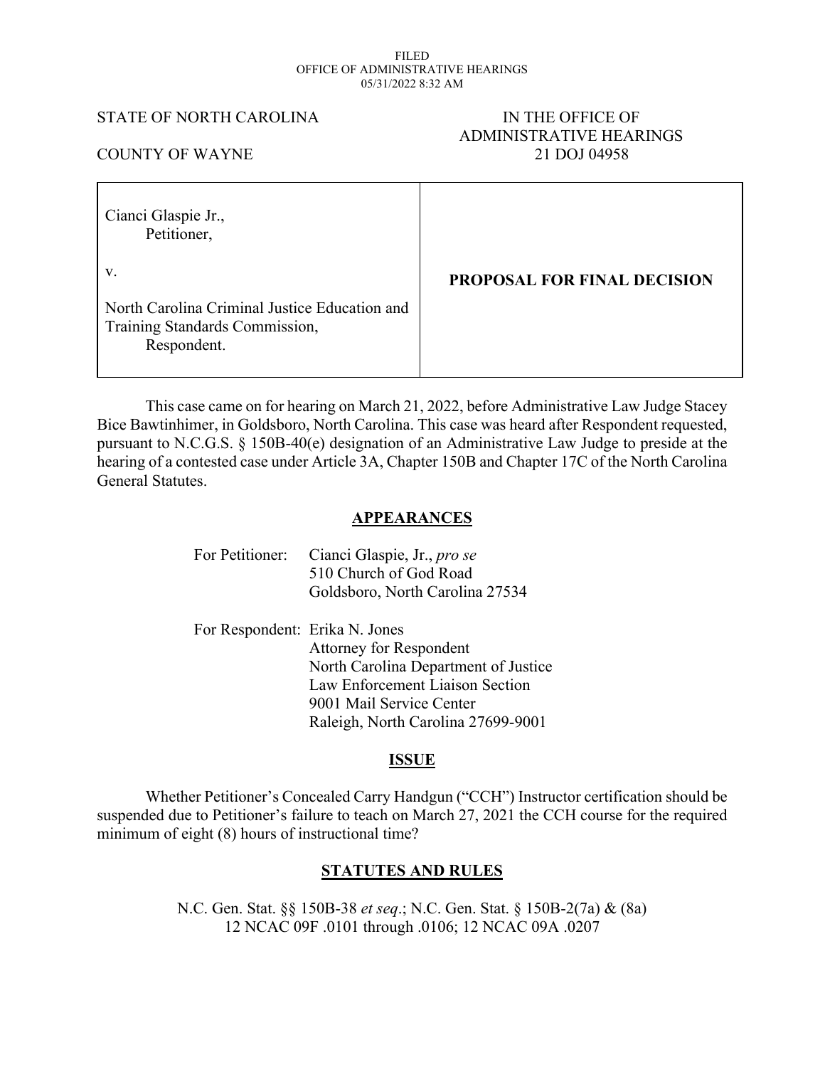FILED
OFFICE OF ADMINISTRATIVE HEARINGS
05/31/2022 8:32 AM

STATE OF NORTH CAROLINA

COUNTY OF WAYNE

IN THE OFFICE OF
ADMINISTRATIVE HEARINGS
21 DOJ 04958

| Cianci Glaspie Jr., Petitioner, v. North Carolina Criminal Justice Education and Training Standards Commission, Respondent. | **PROPOSAL FOR FINAL DECISION** |
|---|---|

This case came on for hearing on March 21, 2022, before Administrative Law Judge Stacey Bice Bawtinhimer, in Goldsboro, North Carolina. This case was heard after Respondent requested, pursuant to N.C.G.S. § 150B-40(e) designation of an Administrative Law Judge to preside at the hearing of a contested case under Article 3A, Chapter 150B and Chapter 17C of the North Carolina General Statutes.

## APPEARANCES

For Petitioner: Cianci Glaspie, Jr., *pro se*
510 Church of God Road
Goldsboro, North Carolina 27534

For Respondent: Erika N. Jones
Attorney for Respondent
North Carolina Department of Justice
Law Enforcement Liaison Section
9001 Mail Service Center
Raleigh, North Carolina 27699-9001

## ISSUE

Whether Petitioner's Concealed Carry Handgun ("CCH") Instructor certification should be suspended due to Petitioner's failure to teach on March 27, 2021 the CCH course for the required minimum of eight (8) hours of instructional time?

## STATUTES AND RULES

N.C. Gen. Stat. §§ 150B-38 *et seq*.; N.C. Gen. Stat. § 150B-2(7a) & (8a)
12 NCAC 09F .0101 through .0106; 12 NCAC 09A .0207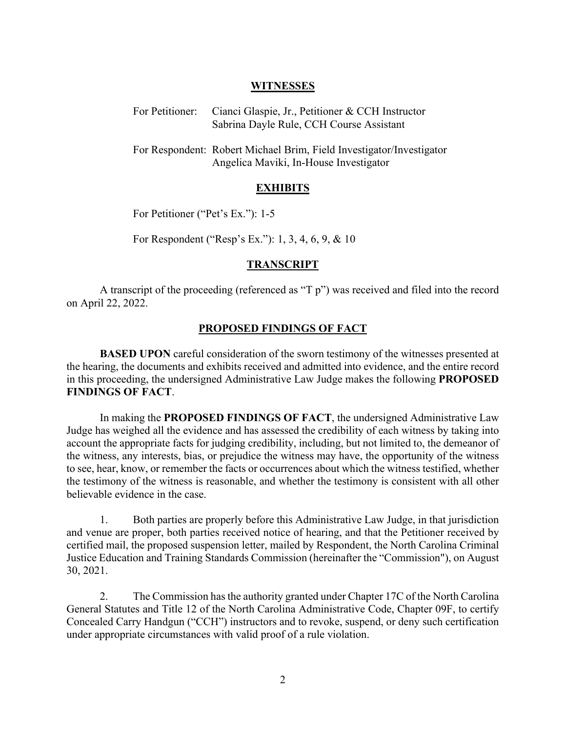## WITNESSES

For Petitioner: Cianci Glaspie, Jr., Petitioner & CCH Instructor
Sabrina Dayle Rule, CCH Course Assistant

For Respondent: Robert Michael Brim, Field Investigator/Investigator
Angelica Maviki, In-House Investigator

## EXHIBITS

For Petitioner ("Pet's Ex."): 1-5

For Respondent ("Resp's Ex."): 1, 3, 4, 6, 9, & 10

## TRANSCRIPT

A transcript of the proceeding (referenced as "T p") was received and filed into the record on April 22, 2022.

## PROPOSED FINDINGS OF FACT

**BASED UPON** careful consideration of the sworn testimony of the witnesses presented at the hearing, the documents and exhibits received and admitted into evidence, and the entire record in this proceeding, the undersigned Administrative Law Judge makes the following **PROPOSED FINDINGS OF FACT**.

In making the **PROPOSED FINDINGS OF FACT**, the undersigned Administrative Law Judge has weighed all the evidence and has assessed the credibility of each witness by taking into account the appropriate facts for judging credibility, including, but not limited to, the demeanor of the witness, any interests, bias, or prejudice the witness may have, the opportunity of the witness to see, hear, know, or remember the facts or occurrences about which the witness testified, whether the testimony of the witness is reasonable, and whether the testimony is consistent with all other believable evidence in the case.

1. Both parties are properly before this Administrative Law Judge, in that jurisdiction and venue are proper, both parties received notice of hearing, and that the Petitioner received by certified mail, the proposed suspension letter, mailed by Respondent, the North Carolina Criminal Justice Education and Training Standards Commission (hereinafter the "Commission"), on August 30, 2021.

2. The Commission has the authority granted under Chapter 17C of the North Carolina General Statutes and Title 12 of the North Carolina Administrative Code, Chapter 09F, to certify Concealed Carry Handgun ("CCH") instructors and to revoke, suspend, or deny such certification under appropriate circumstances with valid proof of a rule violation.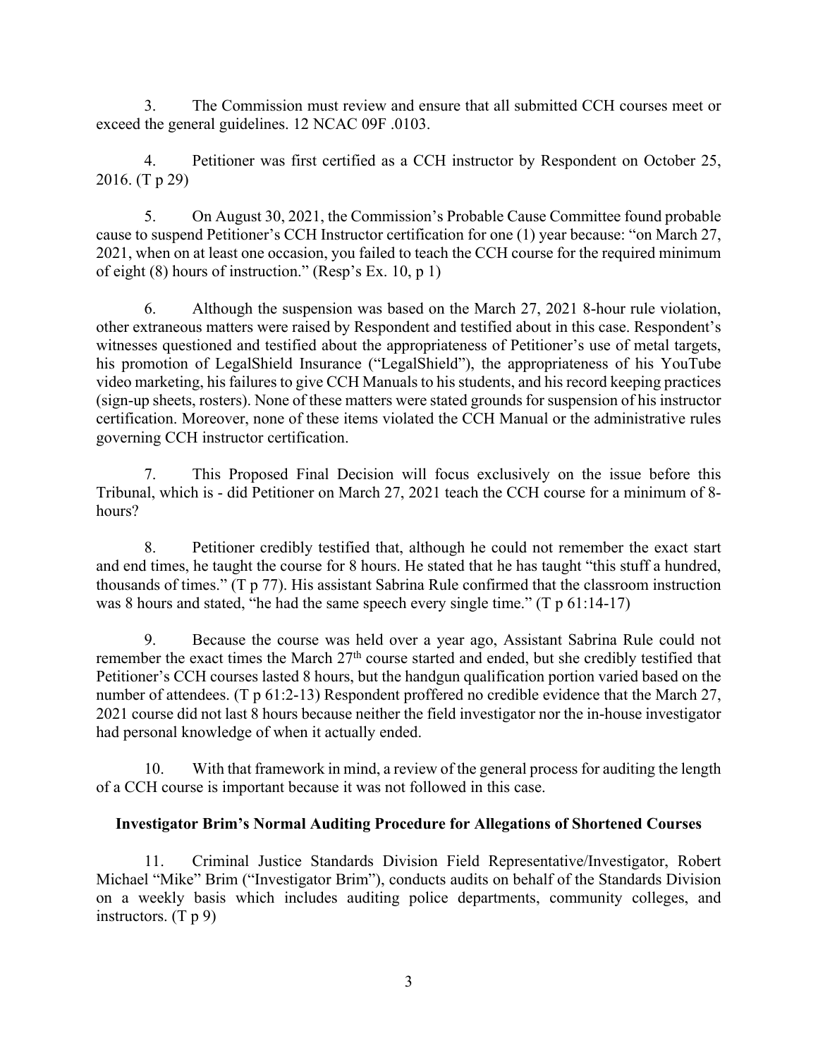3. The Commission must review and ensure that all submitted CCH courses meet or exceed the general guidelines. 12 NCAC 09F .0103.

4. Petitioner was first certified as a CCH instructor by Respondent on October 25, 2016. (T p 29)

5. On August 30, 2021, the Commission's Probable Cause Committee found probable cause to suspend Petitioner's CCH Instructor certification for one (1) year because: "on March 27, 2021, when on at least one occasion, you failed to teach the CCH course for the required minimum of eight (8) hours of instruction." (Resp's Ex. 10, p 1)

6. Although the suspension was based on the March 27, 2021 8-hour rule violation, other extraneous matters were raised by Respondent and testified about in this case. Respondent's witnesses questioned and testified about the appropriateness of Petitioner's use of metal targets, his promotion of LegalShield Insurance ("LegalShield"), the appropriateness of his YouTube video marketing, his failures to give CCH Manuals to his students, and his record keeping practices (sign-up sheets, rosters). None of these matters were stated grounds for suspension of his instructor certification. Moreover, none of these items violated the CCH Manual or the administrative rules governing CCH instructor certification.

7. This Proposed Final Decision will focus exclusively on the issue before this Tribunal, which is - did Petitioner on March 27, 2021 teach the CCH course for a minimum of 8-hours?

8. Petitioner credibly testified that, although he could not remember the exact start and end times, he taught the course for 8 hours. He stated that he has taught "this stuff a hundred, thousands of times." (T p 77). His assistant Sabrina Rule confirmed that the classroom instruction was 8 hours and stated, "he had the same speech every single time." (T p 61:14-17)

9. Because the course was held over a year ago, Assistant Sabrina Rule could not remember the exact times the March 27th course started and ended, but she credibly testified that Petitioner's CCH courses lasted 8 hours, but the handgun qualification portion varied based on the number of attendees. (T p 61:2-13) Respondent proffered no credible evidence that the March 27, 2021 course did not last 8 hours because neither the field investigator nor the in-house investigator had personal knowledge of when it actually ended.

10. With that framework in mind, a review of the general process for auditing the length of a CCH course is important because it was not followed in this case.

**Investigator Brim's Normal Auditing Procedure for Allegations of Shortened Courses**

11. Criminal Justice Standards Division Field Representative/Investigator, Robert Michael "Mike" Brim ("Investigator Brim"), conducts audits on behalf of the Standards Division on a weekly basis which includes auditing police departments, community colleges, and instructors. (T p 9)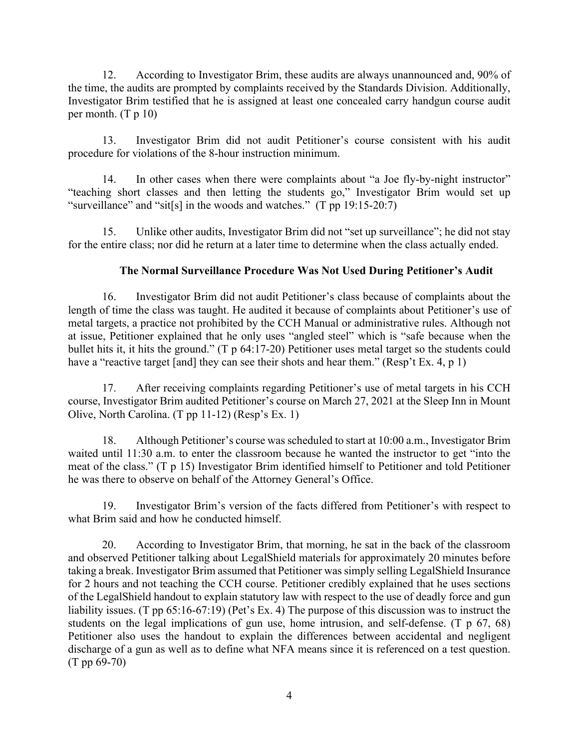12. According to Investigator Brim, these audits are always unannounced and, 90% of the time, the audits are prompted by complaints received by the Standards Division. Additionally, Investigator Brim testified that he is assigned at least one concealed carry handgun course audit per month. (T p 10)

13. Investigator Brim did not audit Petitioner's course consistent with his audit procedure for violations of the 8-hour instruction minimum.

14. In other cases when there were complaints about "a Joe fly-by-night instructor" "teaching short classes and then letting the students go," Investigator Brim would set up "surveillance" and "sit[s] in the woods and watches." (T pp 19:15-20:7)

15. Unlike other audits, Investigator Brim did not "set up surveillance"; he did not stay for the entire class; nor did he return at a later time to determine when the class actually ended.

**The Normal Surveillance Procedure Was Not Used During Petitioner's Audit**

16. Investigator Brim did not audit Petitioner's class because of complaints about the length of time the class was taught. He audited it because of complaints about Petitioner's use of metal targets, a practice not prohibited by the CCH Manual or administrative rules. Although not at issue, Petitioner explained that he only uses "angled steel" which is "safe because when the bullet hits it, it hits the ground." (T p 64:17-20) Petitioner uses metal target so the students could have a "reactive target [and] they can see their shots and hear them." (Resp't Ex. 4, p 1)

17. After receiving complaints regarding Petitioner's use of metal targets in his CCH course, Investigator Brim audited Petitioner's course on March 27, 2021 at the Sleep Inn in Mount Olive, North Carolina. (T pp 11-12) (Resp's Ex. 1)

18. Although Petitioner's course was scheduled to start at 10:00 a.m., Investigator Brim waited until 11:30 a.m. to enter the classroom because he wanted the instructor to get "into the meat of the class." (T p 15) Investigator Brim identified himself to Petitioner and told Petitioner he was there to observe on behalf of the Attorney General's Office.

19. Investigator Brim's version of the facts differed from Petitioner's with respect to what Brim said and how he conducted himself.

20. According to Investigator Brim, that morning, he sat in the back of the classroom and observed Petitioner talking about LegalShield materials for approximately 20 minutes before taking a break. Investigator Brim assumed that Petitioner was simply selling LegalShield Insurance for 2 hours and not teaching the CCH course. Petitioner credibly explained that he uses sections of the LegalShield handout to explain statutory law with respect to the use of deadly force and gun liability issues. (T pp 65:16-67:19) (Pet's Ex. 4) The purpose of this discussion was to instruct the students on the legal implications of gun use, home intrusion, and self-defense. (T p 67, 68) Petitioner also uses the handout to explain the differences between accidental and negligent discharge of a gun as well as to define what NFA means since it is referenced on a test question. (T pp 69-70)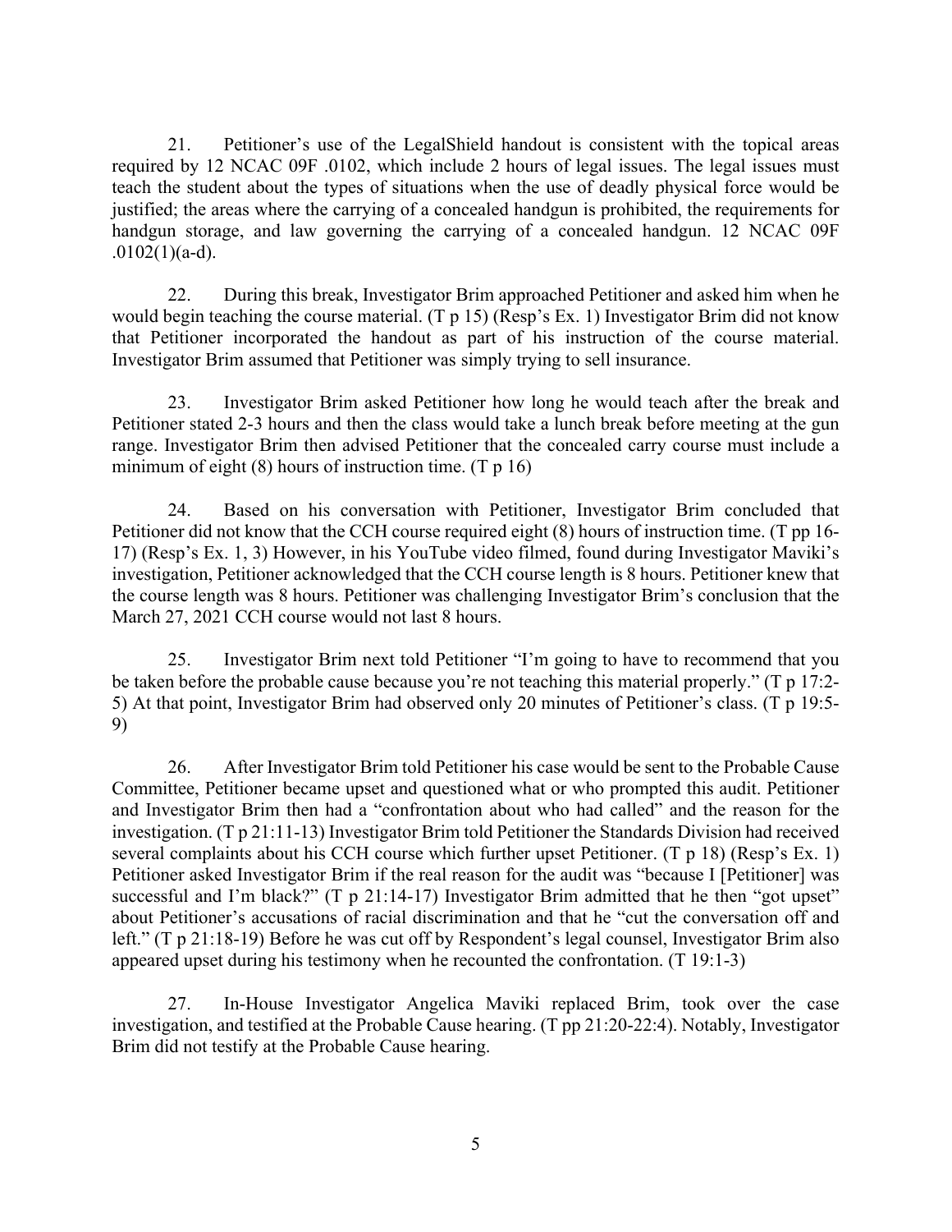21. Petitioner's use of the LegalShield handout is consistent with the topical areas required by 12 NCAC 09F .0102, which include 2 hours of legal issues. The legal issues must teach the student about the types of situations when the use of deadly physical force would be justified; the areas where the carrying of a concealed handgun is prohibited, the requirements for handgun storage, and law governing the carrying of a concealed handgun. 12 NCAC 09F .0102(1)(a-d).

22. During this break, Investigator Brim approached Petitioner and asked him when he would begin teaching the course material. (T p 15) (Resp's Ex. 1) Investigator Brim did not know that Petitioner incorporated the handout as part of his instruction of the course material. Investigator Brim assumed that Petitioner was simply trying to sell insurance.

23. Investigator Brim asked Petitioner how long he would teach after the break and Petitioner stated 2-3 hours and then the class would take a lunch break before meeting at the gun range. Investigator Brim then advised Petitioner that the concealed carry course must include a minimum of eight (8) hours of instruction time. (T p 16)

24. Based on his conversation with Petitioner, Investigator Brim concluded that Petitioner did not know that the CCH course required eight (8) hours of instruction time. (T pp 16-17) (Resp's Ex. 1, 3) However, in his YouTube video filmed, found during Investigator Maviki's investigation, Petitioner acknowledged that the CCH course length is 8 hours. Petitioner knew that the course length was 8 hours. Petitioner was challenging Investigator Brim's conclusion that the March 27, 2021 CCH course would not last 8 hours.

25. Investigator Brim next told Petitioner "I'm going to have to recommend that you be taken before the probable cause because you're not teaching this material properly." (T p 17:2-5) At that point, Investigator Brim had observed only 20 minutes of Petitioner's class. (T p 19:5-9)

26. After Investigator Brim told Petitioner his case would be sent to the Probable Cause Committee, Petitioner became upset and questioned what or who prompted this audit. Petitioner and Investigator Brim then had a "confrontation about who had called" and the reason for the investigation. (T p 21:11-13) Investigator Brim told Petitioner the Standards Division had received several complaints about his CCH course which further upset Petitioner. (T p 18) (Resp's Ex. 1) Petitioner asked Investigator Brim if the real reason for the audit was "because I [Petitioner] was successful and I'm black?" (T p 21:14-17) Investigator Brim admitted that he then "got upset" about Petitioner's accusations of racial discrimination and that he "cut the conversation off and left." (T p 21:18-19) Before he was cut off by Respondent's legal counsel, Investigator Brim also appeared upset during his testimony when he recounted the confrontation. (T 19:1-3)

27. In-House Investigator Angelica Maviki replaced Brim, took over the case investigation, and testified at the Probable Cause hearing. (T pp 21:20-22:4). Notably, Investigator Brim did not testify at the Probable Cause hearing.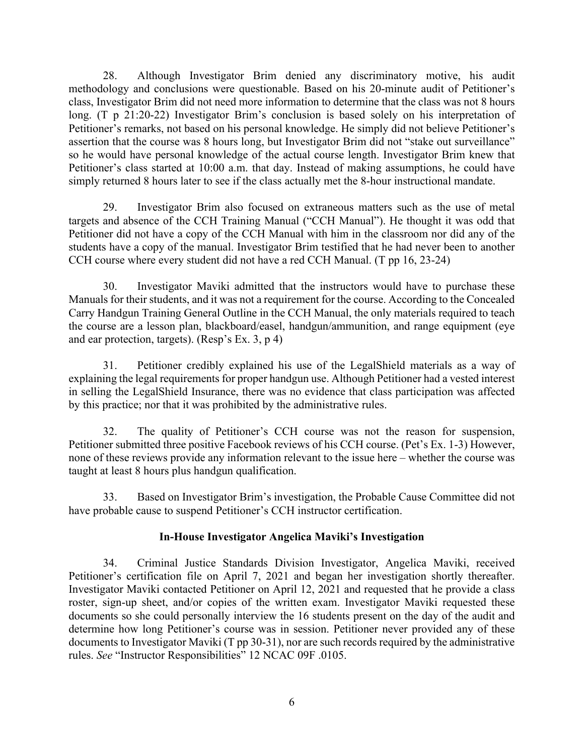28. Although Investigator Brim denied any discriminatory motive, his audit methodology and conclusions were questionable. Based on his 20-minute audit of Petitioner's class, Investigator Brim did not need more information to determine that the class was not 8 hours long. (T p 21:20-22) Investigator Brim's conclusion is based solely on his interpretation of Petitioner's remarks, not based on his personal knowledge. He simply did not believe Petitioner's assertion that the course was 8 hours long, but Investigator Brim did not "stake out surveillance" so he would have personal knowledge of the actual course length. Investigator Brim knew that Petitioner's class started at 10:00 a.m. that day. Instead of making assumptions, he could have simply returned 8 hours later to see if the class actually met the 8-hour instructional mandate.

29. Investigator Brim also focused on extraneous matters such as the use of metal targets and absence of the CCH Training Manual ("CCH Manual"). He thought it was odd that Petitioner did not have a copy of the CCH Manual with him in the classroom nor did any of the students have a copy of the manual. Investigator Brim testified that he had never been to another CCH course where every student did not have a red CCH Manual. (T pp 16, 23-24)

30. Investigator Maviki admitted that the instructors would have to purchase these Manuals for their students, and it was not a requirement for the course. According to the Concealed Carry Handgun Training General Outline in the CCH Manual, the only materials required to teach the course are a lesson plan, blackboard/easel, handgun/ammunition, and range equipment (eye and ear protection, targets). (Resp's Ex. 3, p 4)

31. Petitioner credibly explained his use of the LegalShield materials as a way of explaining the legal requirements for proper handgun use. Although Petitioner had a vested interest in selling the LegalShield Insurance, there was no evidence that class participation was affected by this practice; nor that it was prohibited by the administrative rules.

32. The quality of Petitioner's CCH course was not the reason for suspension, Petitioner submitted three positive Facebook reviews of his CCH course. (Pet's Ex. 1-3) However, none of these reviews provide any information relevant to the issue here – whether the course was taught at least 8 hours plus handgun qualification.

33. Based on Investigator Brim's investigation, the Probable Cause Committee did not have probable cause to suspend Petitioner's CCH instructor certification.

## In-House Investigator Angelica Maviki's Investigation

34. Criminal Justice Standards Division Investigator, Angelica Maviki, received Petitioner's certification file on April 7, 2021 and began her investigation shortly thereafter. Investigator Maviki contacted Petitioner on April 12, 2021 and requested that he provide a class roster, sign-up sheet, and/or copies of the written exam. Investigator Maviki requested these documents so she could personally interview the 16 students present on the day of the audit and determine how long Petitioner's course was in session. Petitioner never provided any of these documents to Investigator Maviki (T pp 30-31), nor are such records required by the administrative rules. *See* "Instructor Responsibilities" 12 NCAC 09F .0105.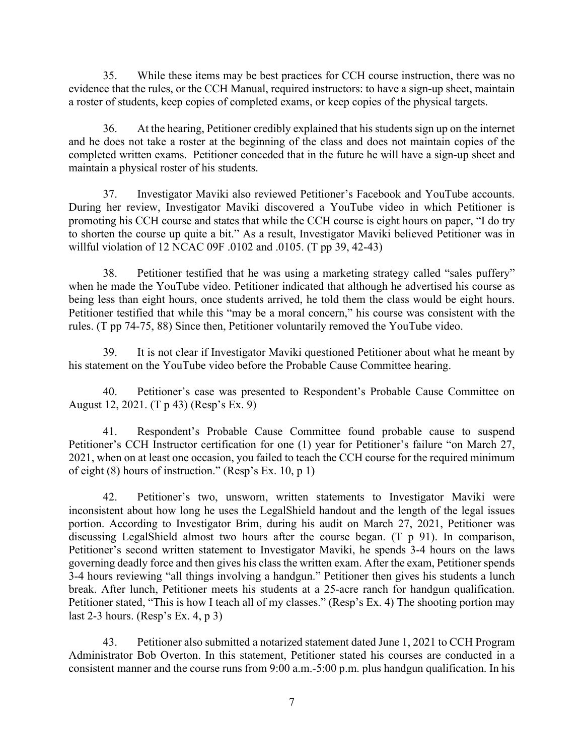35. While these items may be best practices for CCH course instruction, there was no evidence that the rules, or the CCH Manual, required instructors: to have a sign-up sheet, maintain a roster of students, keep copies of completed exams, or keep copies of the physical targets.

36. At the hearing, Petitioner credibly explained that his students sign up on the internet and he does not take a roster at the beginning of the class and does not maintain copies of the completed written exams. Petitioner conceded that in the future he will have a sign-up sheet and maintain a physical roster of his students.

37. Investigator Maviki also reviewed Petitioner's Facebook and YouTube accounts. During her review, Investigator Maviki discovered a YouTube video in which Petitioner is promoting his CCH course and states that while the CCH course is eight hours on paper, "I do try to shorten the course up quite a bit." As a result, Investigator Maviki believed Petitioner was in willful violation of 12 NCAC 09F .0102 and .0105. (T pp 39, 42-43)

38. Petitioner testified that he was using a marketing strategy called "sales puffery" when he made the YouTube video. Petitioner indicated that although he advertised his course as being less than eight hours, once students arrived, he told them the class would be eight hours. Petitioner testified that while this "may be a moral concern," his course was consistent with the rules. (T pp 74-75, 88) Since then, Petitioner voluntarily removed the YouTube video.

39. It is not clear if Investigator Maviki questioned Petitioner about what he meant by his statement on the YouTube video before the Probable Cause Committee hearing.

40. Petitioner's case was presented to Respondent's Probable Cause Committee on August 12, 2021. (T p 43) (Resp's Ex. 9)

41. Respondent's Probable Cause Committee found probable cause to suspend Petitioner's CCH Instructor certification for one (1) year for Petitioner's failure "on March 27, 2021, when on at least one occasion, you failed to teach the CCH course for the required minimum of eight (8) hours of instruction." (Resp's Ex. 10, p 1)

42. Petitioner's two, unsworn, written statements to Investigator Maviki were inconsistent about how long he uses the LegalShield handout and the length of the legal issues portion. According to Investigator Brim, during his audit on March 27, 2021, Petitioner was discussing LegalShield almost two hours after the course began. (T p 91). In comparison, Petitioner's second written statement to Investigator Maviki, he spends 3-4 hours on the laws governing deadly force and then gives his class the written exam. After the exam, Petitioner spends 3-4 hours reviewing "all things involving a handgun." Petitioner then gives his students a lunch break. After lunch, Petitioner meets his students at a 25-acre ranch for handgun qualification. Petitioner stated, "This is how I teach all of my classes." (Resp's Ex. 4) The shooting portion may last 2-3 hours. (Resp's Ex. 4, p 3)

43. Petitioner also submitted a notarized statement dated June 1, 2021 to CCH Program Administrator Bob Overton. In this statement, Petitioner stated his courses are conducted in a consistent manner and the course runs from 9:00 a.m.-5:00 p.m. plus handgun qualification. In his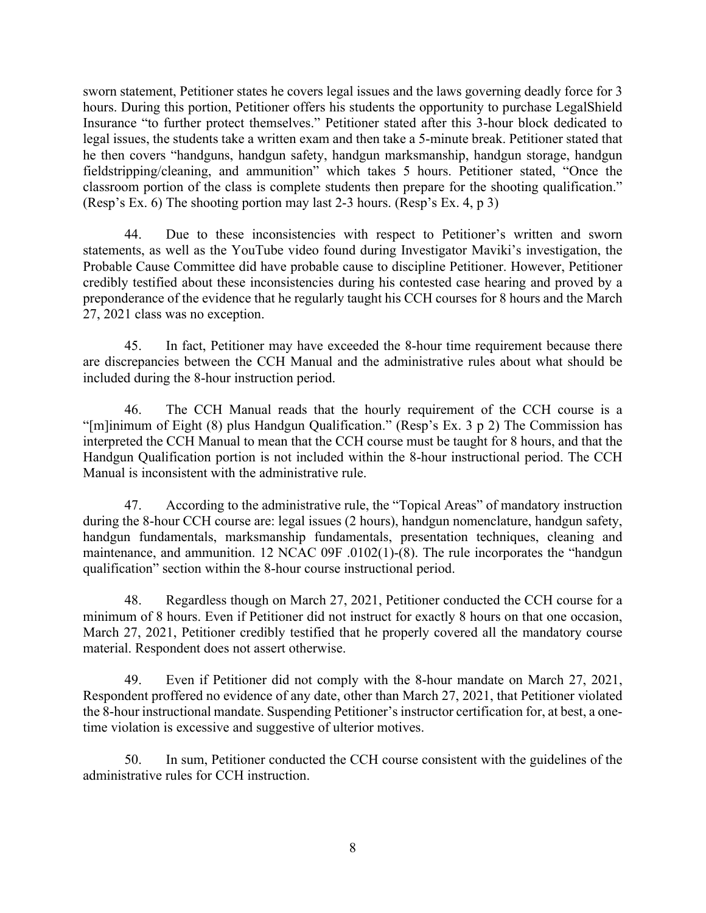sworn statement, Petitioner states he covers legal issues and the laws governing deadly force for 3 hours. During this portion, Petitioner offers his students the opportunity to purchase LegalShield Insurance "to further protect themselves." Petitioner stated after this 3-hour block dedicated to legal issues, the students take a written exam and then take a 5-minute break. Petitioner stated that he then covers "handguns, handgun safety, handgun marksmanship, handgun storage, handgun fieldstripping/cleaning, and ammunition" which takes 5 hours. Petitioner stated, "Once the classroom portion of the class is complete students then prepare for the shooting qualification." (Resp's Ex. 6) The shooting portion may last 2-3 hours. (Resp's Ex. 4, p 3)

44. Due to these inconsistencies with respect to Petitioner's written and sworn statements, as well as the YouTube video found during Investigator Maviki's investigation, the Probable Cause Committee did have probable cause to discipline Petitioner. However, Petitioner credibly testified about these inconsistencies during his contested case hearing and proved by a preponderance of the evidence that he regularly taught his CCH courses for 8 hours and the March 27, 2021 class was no exception.

45. In fact, Petitioner may have exceeded the 8-hour time requirement because there are discrepancies between the CCH Manual and the administrative rules about what should be included during the 8-hour instruction period.

46. The CCH Manual reads that the hourly requirement of the CCH course is a "[m]inimum of Eight (8) plus Handgun Qualification." (Resp's Ex. 3 p 2) The Commission has interpreted the CCH Manual to mean that the CCH course must be taught for 8 hours, and that the Handgun Qualification portion is not included within the 8-hour instructional period. The CCH Manual is inconsistent with the administrative rule.

47. According to the administrative rule, the "Topical Areas" of mandatory instruction during the 8-hour CCH course are: legal issues (2 hours), handgun nomenclature, handgun safety, handgun fundamentals, marksmanship fundamentals, presentation techniques, cleaning and maintenance, and ammunition. 12 NCAC 09F .0102(1)-(8). The rule incorporates the "handgun qualification" section within the 8-hour course instructional period.

48. Regardless though on March 27, 2021, Petitioner conducted the CCH course for a minimum of 8 hours. Even if Petitioner did not instruct for exactly 8 hours on that one occasion, March 27, 2021, Petitioner credibly testified that he properly covered all the mandatory course material. Respondent does not assert otherwise.

49. Even if Petitioner did not comply with the 8-hour mandate on March 27, 2021, Respondent proffered no evidence of any date, other than March 27, 2021, that Petitioner violated the 8-hour instructional mandate. Suspending Petitioner's instructor certification for, at best, a one-time violation is excessive and suggestive of ulterior motives.

50. In sum, Petitioner conducted the CCH course consistent with the guidelines of the administrative rules for CCH instruction.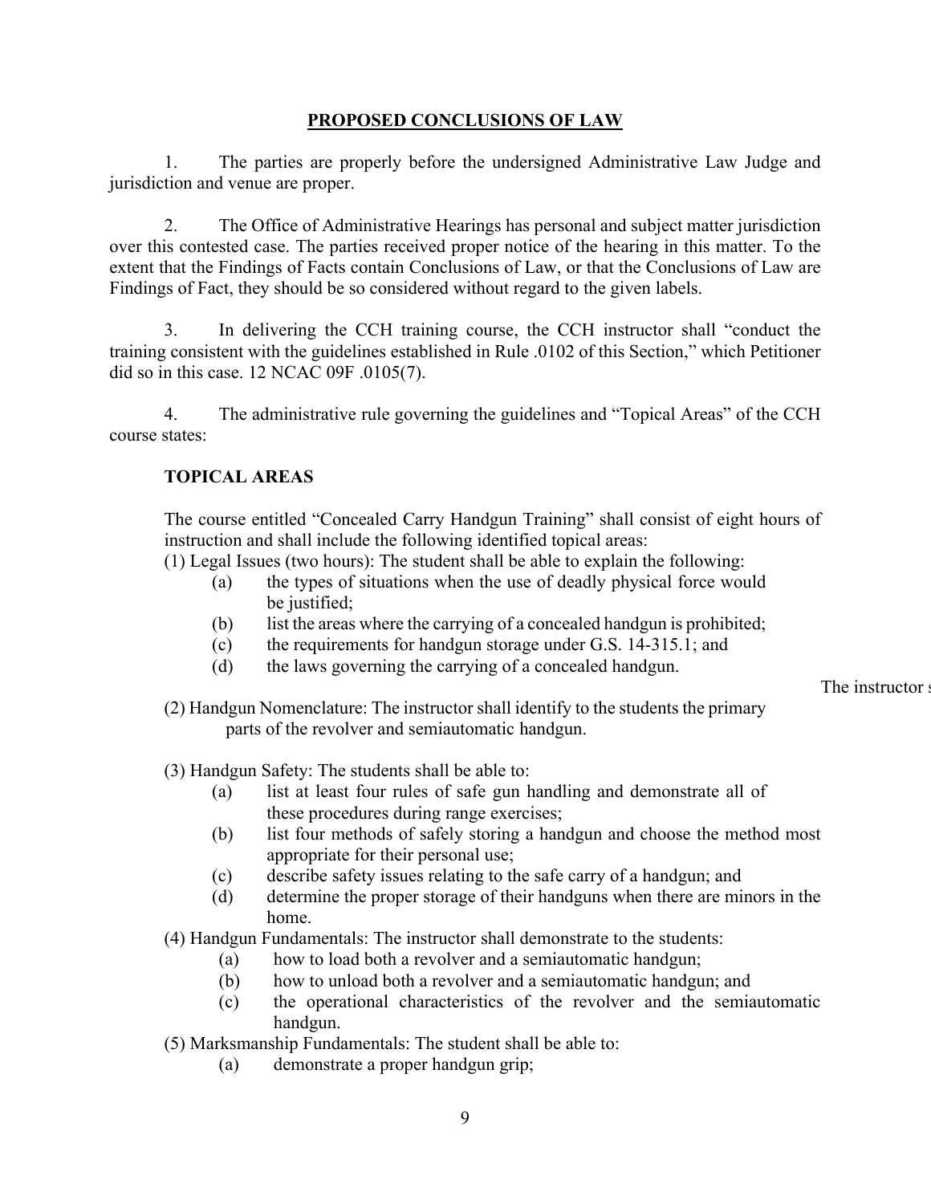## PROPOSED CONCLUSIONS OF LAW

1. The parties are properly before the undersigned Administrative Law Judge and jurisdiction and venue are proper.

2. The Office of Administrative Hearings has personal and subject matter jurisdiction over this contested case. The parties received proper notice of the hearing in this matter. To the extent that the Findings of Facts contain Conclusions of Law, or that the Conclusions of Law are Findings of Fact, they should be so considered without regard to the given labels.

3. In delivering the CCH training course, the CCH instructor shall "conduct the training consistent with the guidelines established in Rule .0102 of this Section," which Petitioner did so in this case. 12 NCAC 09F .0105(7).

4. The administrative rule governing the guidelines and "Topical Areas" of the CCH course states:

> **TOPICAL AREAS**
>
> The course entitled "Concealed Carry Handgun Training" shall consist of eight hours of instruction and shall include the following identified topical areas:
>
> (1) Legal Issues (two hours): The student shall be able to explain the following:
> - (a) the types of situations when the use of deadly physical force would be justified;
> - (b) list the areas where the carrying of a concealed handgun is prohibited;
> - (c) the requirements for handgun storage under G.S. 14-315.1; and
> - (d) the laws governing the carrying of a concealed handgun.
>
> The instructor s
>
> (2) Handgun Nomenclature: The instructor shall identify to the students the primary parts of the revolver and semiautomatic handgun.
>
> (3) Handgun Safety: The students shall be able to:
> - (a) list at least four rules of safe gun handling and demonstrate all of these procedures during range exercises;
> - (b) list four methods of safely storing a handgun and choose the method most appropriate for their personal use;
> - (c) describe safety issues relating to the safe carry of a handgun; and
> - (d) determine the proper storage of their handguns when there are minors in the home.
>
> (4) Handgun Fundamentals: The instructor shall demonstrate to the students:
> - (a) how to load both a revolver and a semiautomatic handgun;
> - (b) how to unload both a revolver and a semiautomatic handgun; and
> - (c) the operational characteristics of the revolver and the semiautomatic handgun.
>
> (5) Marksmanship Fundamentals: The student shall be able to:
> - (a) demonstrate a proper handgun grip;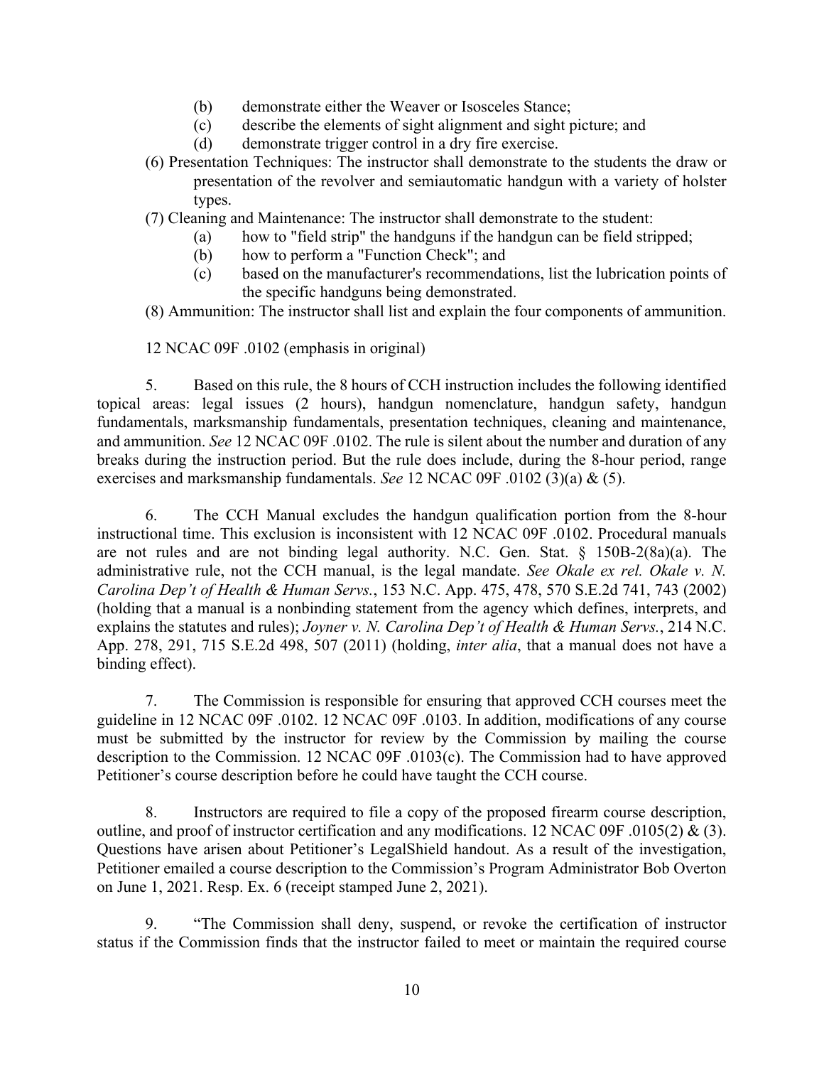- (b) demonstrate either the Weaver or Isosceles Stance;
   - (c) describe the elements of sight alignment and sight picture; and
   - (d) demonstrate trigger control in a dry fire exercise.

(6) Presentation Techniques: The instructor shall demonstrate to the students the draw or presentation of the revolver and semiautomatic handgun with a variety of holster types.

(7) Cleaning and Maintenance: The instructor shall demonstrate to the student:
   - (a) how to "field strip" the handguns if the handgun can be field stripped;
   - (b) how to perform a "Function Check"; and
   - (c) based on the manufacturer's recommendations, list the lubrication points of the specific handguns being demonstrated.

(8) Ammunition: The instructor shall list and explain the four components of ammunition.

12 NCAC 09F .0102 (emphasis in original)

5. Based on this rule, the 8 hours of CCH instruction includes the following identified topical areas: legal issues (2 hours), handgun nomenclature, handgun safety, handgun fundamentals, marksmanship fundamentals, presentation techniques, cleaning and maintenance, and ammunition. *See* 12 NCAC 09F .0102. The rule is silent about the number and duration of any breaks during the instruction period. But the rule does include, during the 8-hour period, range exercises and marksmanship fundamentals. *See* 12 NCAC 09F .0102 (3)(a) & (5).

6. The CCH Manual excludes the handgun qualification portion from the 8-hour instructional time. This exclusion is inconsistent with 12 NCAC 09F .0102. Procedural manuals are not rules and are not binding legal authority. N.C. Gen. Stat. § 150B-2(8a)(a). The administrative rule, not the CCH manual, is the legal mandate. *See Okale ex rel. Okale v. N. Carolina Dep't of Health & Human Servs.*, 153 N.C. App. 475, 478, 570 S.E.2d 741, 743 (2002) (holding that a manual is a nonbinding statement from the agency which defines, interprets, and explains the statutes and rules); *Joyner v. N. Carolina Dep't of Health & Human Servs.*, 214 N.C. App. 278, 291, 715 S.E.2d 498, 507 (2011) (holding, *inter alia*, that a manual does not have a binding effect).

7. The Commission is responsible for ensuring that approved CCH courses meet the guideline in 12 NCAC 09F .0102. 12 NCAC 09F .0103. In addition, modifications of any course must be submitted by the instructor for review by the Commission by mailing the course description to the Commission. 12 NCAC 09F .0103(c). The Commission had to have approved Petitioner's course description before he could have taught the CCH course.

8. Instructors are required to file a copy of the proposed firearm course description, outline, and proof of instructor certification and any modifications. 12 NCAC 09F .0105(2) & (3). Questions have arisen about Petitioner's LegalShield handout. As a result of the investigation, Petitioner emailed a course description to the Commission's Program Administrator Bob Overton on June 1, 2021. Resp. Ex. 6 (receipt stamped June 2, 2021).

9. "The Commission shall deny, suspend, or revoke the certification of instructor status if the Commission finds that the instructor failed to meet or maintain the required course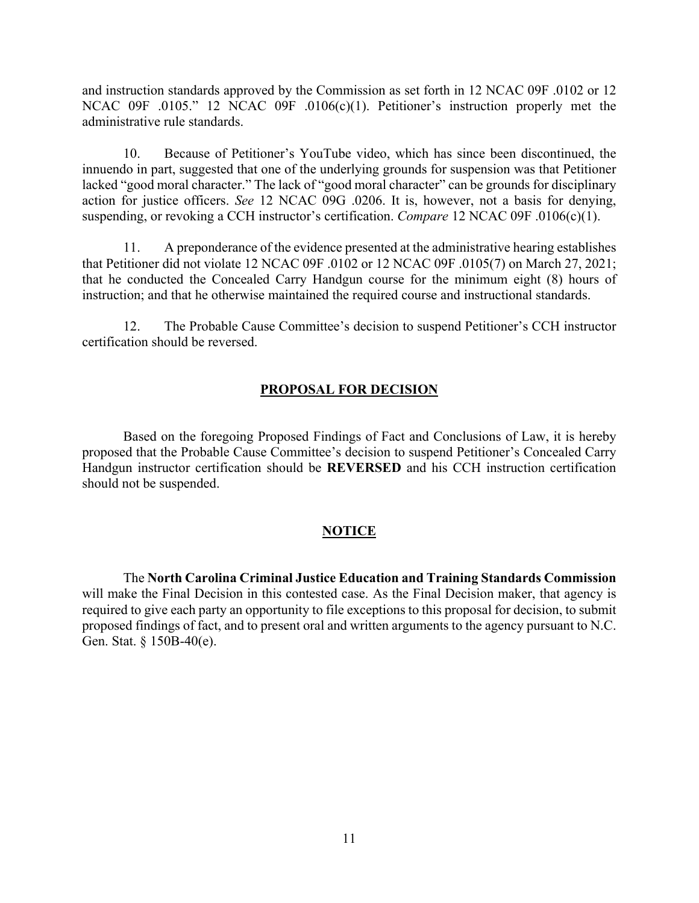and instruction standards approved by the Commission as set forth in 12 NCAC 09F .0102 or 12 NCAC 09F .0105." 12 NCAC 09F .0106(c)(1). Petitioner's instruction properly met the administrative rule standards.

10. Because of Petitioner's YouTube video, which has since been discontinued, the innuendo in part, suggested that one of the underlying grounds for suspension was that Petitioner lacked "good moral character." The lack of "good moral character" can be grounds for disciplinary action for justice officers. *See* 12 NCAC 09G .0206. It is, however, not a basis for denying, suspending, or revoking a CCH instructor's certification. *Compare* 12 NCAC 09F .0106(c)(1).

11. A preponderance of the evidence presented at the administrative hearing establishes that Petitioner did not violate 12 NCAC 09F .0102 or 12 NCAC 09F .0105(7) on March 27, 2021; that he conducted the Concealed Carry Handgun course for the minimum eight (8) hours of instruction; and that he otherwise maintained the required course and instructional standards.

12. The Probable Cause Committee's decision to suspend Petitioner's CCH instructor certification should be reversed.

## PROPOSAL FOR DECISION

Based on the foregoing Proposed Findings of Fact and Conclusions of Law, it is hereby proposed that the Probable Cause Committee's decision to suspend Petitioner's Concealed Carry Handgun instructor certification should be **REVERSED** and his CCH instruction certification should not be suspended.

## NOTICE

The **North Carolina Criminal Justice Education and Training Standards Commission** will make the Final Decision in this contested case. As the Final Decision maker, that agency is required to give each party an opportunity to file exceptions to this proposal for decision, to submit proposed findings of fact, and to present oral and written arguments to the agency pursuant to N.C. Gen. Stat. § 150B-40(e).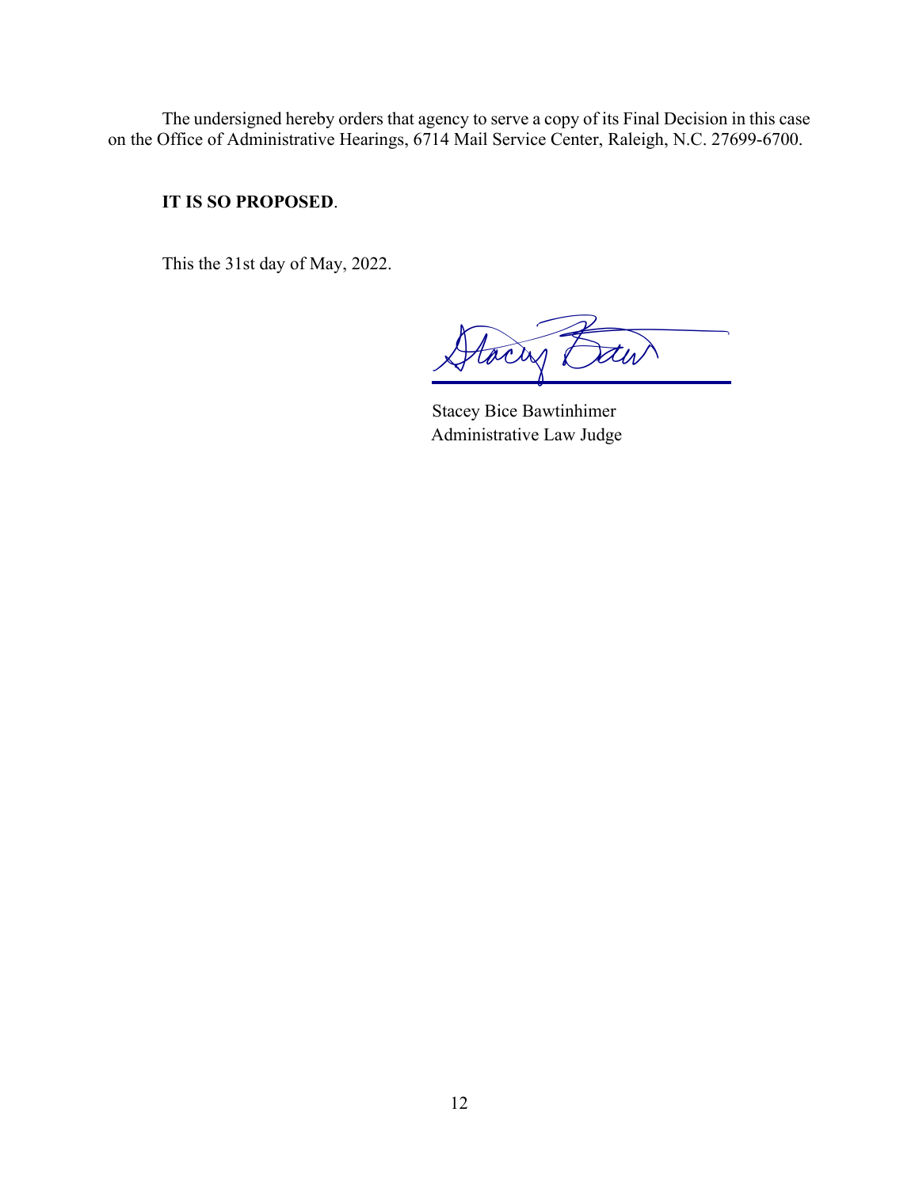The undersigned hereby orders that agency to serve a copy of its Final Decision in this case on the Office of Administrative Hearings, 6714 Mail Service Center, Raleigh, N.C. 27699-6700.

**IT IS SO PROPOSED**.

This the 31st day of May, 2022.

Stacey Bice Bawtinhimer
Administrative Law Judge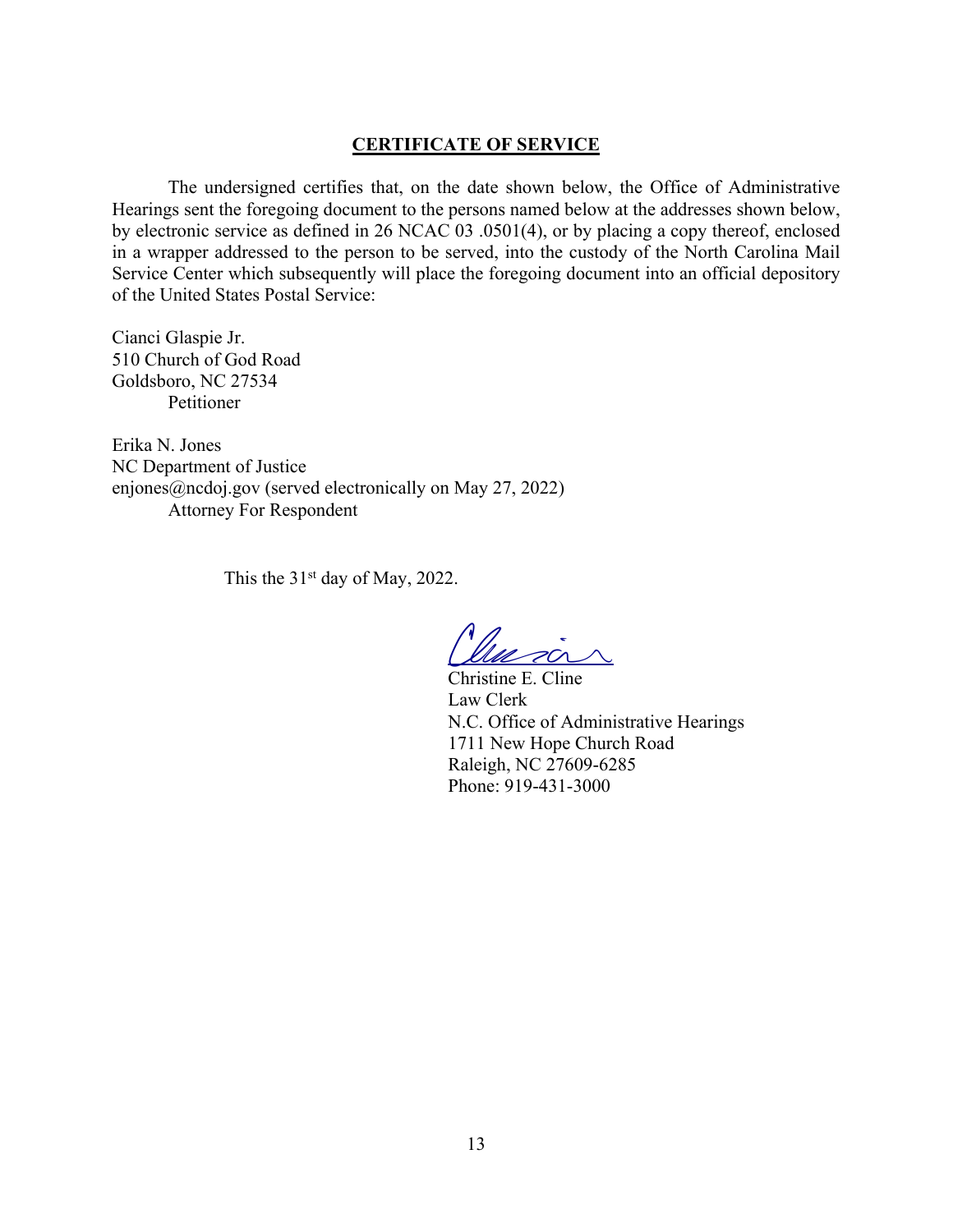## CERTIFICATE OF SERVICE

The undersigned certifies that, on the date shown below, the Office of Administrative Hearings sent the foregoing document to the persons named below at the addresses shown below, by electronic service as defined in 26 NCAC 03 .0501(4), or by placing a copy thereof, enclosed in a wrapper addressed to the person to be served, into the custody of the North Carolina Mail Service Center which subsequently will place the foregoing document into an official depository of the United States Postal Service:

Cianci Glaspie Jr.
510 Church of God Road
Goldsboro, NC 27534
Petitioner

Erika N. Jones
NC Department of Justice
enjones@ncdoj.gov (served electronically on May 27, 2022)
Attorney For Respondent

This the 31st day of May, 2022.

Christine E. Cline
Law Clerk
N.C. Office of Administrative Hearings
1711 New Hope Church Road
Raleigh, NC 27609-6285
Phone: 919-431-3000